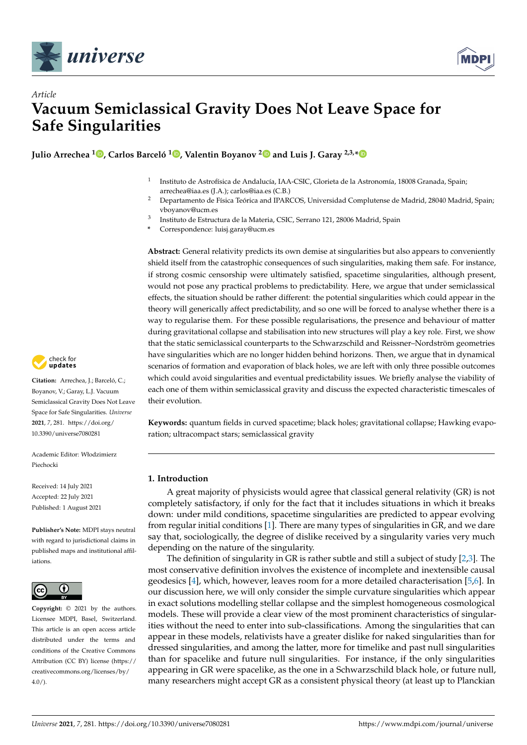*Article*

# Vacuum Semiclassical Gravity Does Not Leave Space for Safe Singularities

**Julio Arrechea [1], Carlos Barceló [1], Valentin Boyanov [2] and Luis J. Garay [2,3,*]**

[1] Instituto de Astrofísica de Andalucía, IAA-CSIC, Glorieta de la Astronomía, 18008 Granada, Spain; arrechea@iaa.es (J.A.); carlos@iaa.es (C.B.)

[2] Departamento de Física Teórica and IPARCOS, Universidad Complutense de Madrid, 28040 Madrid, Spain; vboyanov@ucm.es

[3] Instituto de Estructura de la Materia, CSIC, Serrano 121, 28006 Madrid, Spain

\* Correspondence: luisj.garay@ucm.es

**Abstract:** General relativity predicts its own demise at singularities but also appears to conveniently shield itself from the catastrophic consequences of such singularities, making them safe. For instance, if strong cosmic censorship were ultimately satisfied, spacetime singularities, although present, would not pose any practical problems to predictability. Here, we argue that under semiclassical effects, the situation should be rather different: the potential singularities which could appear in the theory will generically affect predictability, and so one will be forced to analyse whether there is a way to regularise them. For these possible regularisations, the presence and behaviour of matter during gravitational collapse and stabilisation into new structures will play a key role. First, we show that the static semiclassical counterparts to the Schwarzschild and Reissner–Nordström geometries have singularities which are no longer hidden behind horizons. Then, we argue that in dynamical scenarios of formation and evaporation of black holes, we are left with only three possible outcomes which could avoid singularities and eventual predictability issues. We briefly analyse the viability of each one of them within semiclassical gravity and discuss the expected characteristic timescales of their evolution.

**Keywords:** quantum fields in curved spacetime; black holes; gravitational collapse; Hawking evaporation; ultracompact stars; semiclassical gravity

**Citation:** Arrechea, J.; Barceló, C.; Boyanov, V.; Garay, L.J. Vacuum Semiclassical Gravity Does Not Leave Space for Safe Singularities. *Universe* **2021**, *7*, 281. https://doi.org/10.3390/universe7080281

Academic Editor: Włodzimierz Piechocki

Received: 14 July 2021
Accepted: 22 July 2021
Published: 1 August 2021

**Publisher's Note:** MDPI stays neutral with regard to jurisdictional claims in published maps and institutional affiliations.

**Copyright:** © 2021 by the authors. Licensee MDPI, Basel, Switzerland. This article is an open access article distributed under the terms and conditions of the Creative Commons Attribution (CC BY) license (https://creativecommons.org/licenses/by/4.0/).

## 1. Introduction

A great majority of physicists would agree that classical general relativity (GR) is not completely satisfactory, if only for the fact that it includes situations in which it breaks down: under mild conditions, spacetime singularities are predicted to appear evolving from regular initial conditions [1]. There are many types of singularities in GR, and we dare say that, sociologically, the degree of dislike received by a singularity varies very much depending on the nature of the singularity.

The definition of singularity in GR is rather subtle and still a subject of study [2,3]. The most conservative definition involves the existence of incomplete and inextensible causal geodesics [4], which, however, leaves room for a more detailed characterisation [5,6]. In our discussion here, we will only consider the simple curvature singularities which appear in exact solutions modelling stellar collapse and the simplest homogeneous cosmological models. These will provide a clear view of the most prominent characteristics of singularities without the need to enter into sub-classifications. Among the singularities that can appear in these models, relativists have a greater dislike for naked singularities than for dressed singularities, and among the latter, more for timelike and past null singularities than for spacelike and future null singularities. For instance, if the only singularities appearing in GR were spacelike, as the one in a Schwarzschild black hole, or future null, many researchers might accept GR as a consistent physical theory (at least up to Planckian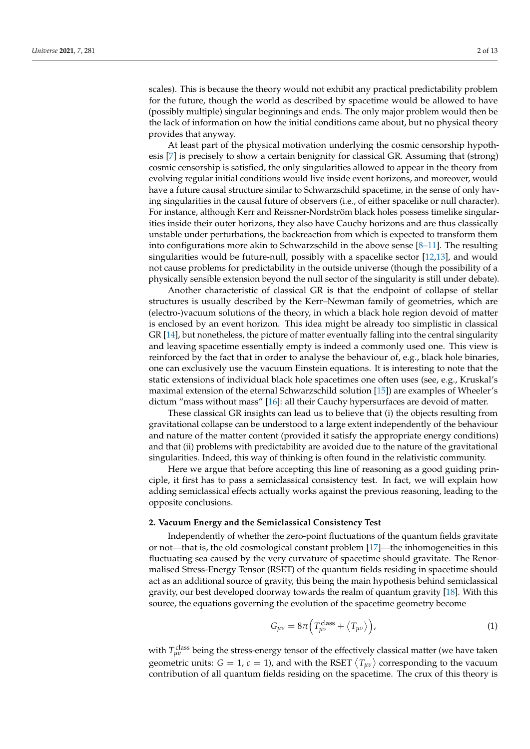scales). This is because the theory would not exhibit any practical predictability problem for the future, though the world as described by spacetime would be allowed to have (possibly multiple) singular beginnings and ends. The only major problem would then be the lack of information on how the initial conditions came about, but no physical theory provides that anyway.

At least part of the physical motivation underlying the cosmic censorship hypothesis [7] is precisely to show a certain benignity for classical GR. Assuming that (strong) cosmic censorship is satisfied, the only singularities allowed to appear in the theory from evolving regular initial conditions would live inside event horizons, and moreover, would have a future causal structure similar to Schwarzschild spacetime, in the sense of only having singularities in the causal future of observers (i.e., of either spacelike or null character). For instance, although Kerr and Reissner-Nordström black holes possess timelike singularities inside their outer horizons, they also have Cauchy horizons and are thus classically unstable under perturbations, the backreaction from which is expected to transform them into configurations more akin to Schwarzschild in the above sense [8–11]. The resulting singularities would be future-null, possibly with a spacelike sector [12,13], and would not cause problems for predictability in the outside universe (though the possibility of a physically sensible extension beyond the null sector of the singularity is still under debate).

Another characteristic of classical GR is that the endpoint of collapse of stellar structures is usually described by the Kerr–Newman family of geometries, which are (electro-)vacuum solutions of the theory, in which a black hole region devoid of matter is enclosed by an event horizon. This idea might be already too simplistic in classical GR [14], but nonetheless, the picture of matter eventually falling into the central singularity and leaving spacetime essentially empty is indeed a commonly used one. This view is reinforced by the fact that in order to analyse the behaviour of, e.g., black hole binaries, one can exclusively use the vacuum Einstein equations. It is interesting to note that the static extensions of individual black hole spacetimes one often uses (see, e.g., Kruskal's maximal extension of the eternal Schwarzschild solution [15]) are examples of Wheeler's dictum "mass without mass" [16]: all their Cauchy hypersurfaces are devoid of matter.

These classical GR insights can lead us to believe that (i) the objects resulting from gravitational collapse can be understood to a large extent independently of the behaviour and nature of the matter content (provided it satisfy the appropriate energy conditions) and that (ii) problems with predictability are avoided due to the nature of the gravitational singularities. Indeed, this way of thinking is often found in the relativistic community.

Here we argue that before accepting this line of reasoning as a good guiding principle, it first has to pass a semiclassical consistency test. In fact, we will explain how adding semiclassical effects actually works against the previous reasoning, leading to the opposite conclusions.

## 2. Vacuum Energy and the Semiclassical Consistency Test

Independently of whether the zero-point fluctuations of the quantum fields gravitate or not—that is, the old cosmological constant problem [17]—the inhomogeneities in this fluctuating sea caused by the very curvature of spacetime should gravitate. The Renormalised Stress-Energy Tensor (RSET) of the quantum fields residing in spacetime should act as an additional source of gravity, this being the main hypothesis behind semiclassical gravity, our best developed doorway towards the realm of quantum gravity [18]. With this source, the equations governing the evolution of the spacetime geometry become

$$G_{\mu\nu} = 8\pi \left( T_{\mu\nu}^{\text{class}} + \langle T_{\mu\nu} \rangle \right), \tag{1}$$

with $T_{\mu\nu}^{\text{class}}$ being the stress-energy tensor of the effectively classical matter (we have taken geometric units: $G = 1$, $c = 1$), and with the RSET $\langle T_{\mu\nu} \rangle$ corresponding to the vacuum contribution of all quantum fields residing on the spacetime. The crux of this theory is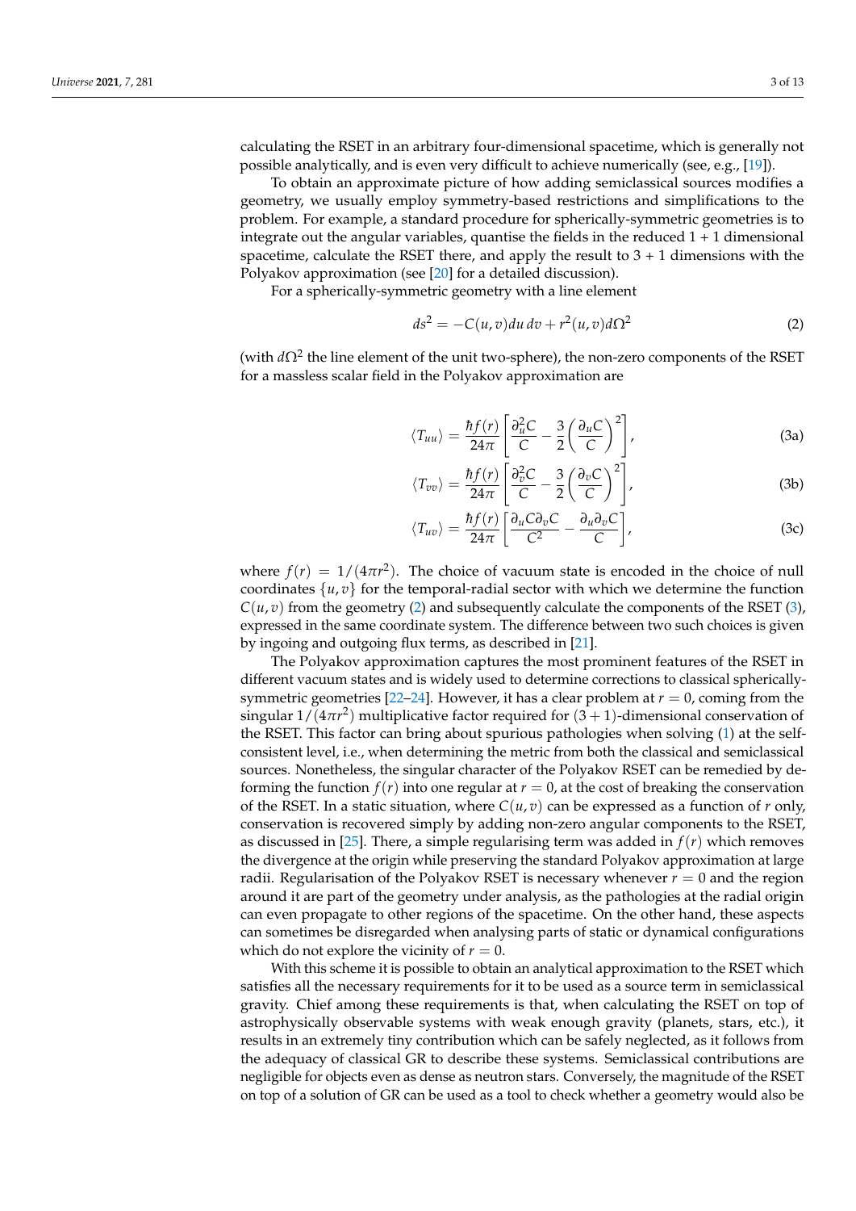calculating the RSET in an arbitrary four-dimensional spacetime, which is generally not possible analytically, and is even very difficult to achieve numerically (see, e.g., [19]).

To obtain an approximate picture of how adding semiclassical sources modifies a geometry, we usually employ symmetry-based restrictions and simplifications to the problem. For example, a standard procedure for spherically-symmetric geometries is to integrate out the angular variables, quantise the fields in the reduced 1 + 1 dimensional spacetime, calculate the RSET there, and apply the result to 3 + 1 dimensions with the Polyakov approximation (see [20] for a detailed discussion).

For a spherically-symmetric geometry with a line element

$$ds^2 = -C(u,v)du\,dv + r^2(u,v)d\Omega^2 \tag{2}$$

(with $d\Omega^2$ the line element of the unit two-sphere), the non-zero components of the RSET for a massless scalar field in the Polyakov approximation are

$$\langle T_{uu} \rangle = \frac{\hbar f(r)}{24\pi} \left[ \frac{\partial_u^2 C}{C} - \frac{3}{2} \left( \frac{\partial_u C}{C} \right)^2 \right], \tag{3a}$$

$$\langle T_{vv} \rangle = \frac{\hbar f(r)}{24\pi} \left[ \frac{\partial_v^2 C}{C} - \frac{3}{2} \left( \frac{\partial_v C}{C} \right)^2 \right], \tag{3b}$$

$$\langle T_{uv} \rangle = \frac{\hbar f(r)}{24\pi} \left[ \frac{\partial_u C \partial_v C}{C^2} - \frac{\partial_u \partial_v C}{C} \right], \tag{3c}$$

where $f(r) = 1/(4\pi r^2)$. The choice of vacuum state is encoded in the choice of null coordinates $\{u, v\}$ for the temporal-radial sector with which we determine the function $C(u,v)$ from the geometry (2) and subsequently calculate the components of the RSET (3), expressed in the same coordinate system. The difference between two such choices is given by ingoing and outgoing flux terms, as described in [21].

The Polyakov approximation captures the most prominent features of the RSET in different vacuum states and is widely used to determine corrections to classical spherically-symmetric geometries [22–24]. However, it has a clear problem at $r = 0$, coming from the singular $1/(4\pi r^2)$ multiplicative factor required for $(3+1)$-dimensional conservation of the RSET. This factor can bring about spurious pathologies when solving (1) at the self-consistent level, i.e., when determining the metric from both the classical and semiclassical sources. Nonetheless, the singular character of the Polyakov RSET can be remedied by deforming the function $f(r)$ into one regular at $r = 0$, at the cost of breaking the conservation of the RSET. In a static situation, where $C(u,v)$ can be expressed as a function of $r$ only, conservation is recovered simply by adding non-zero angular components to the RSET, as discussed in [25]. There, a simple regularising term was added in $f(r)$ which removes the divergence at the origin while preserving the standard Polyakov approximation at large radii. Regularisation of the Polyakov RSET is necessary whenever $r = 0$ and the region around it are part of the geometry under analysis, as the pathologies at the radial origin can even propagate to other regions of the spacetime. On the other hand, these aspects can sometimes be disregarded when analysing parts of static or dynamical configurations which do not explore the vicinity of $r = 0$.

With this scheme it is possible to obtain an analytical approximation to the RSET which satisfies all the necessary requirements for it to be used as a source term in semiclassical gravity. Chief among these requirements is that, when calculating the RSET on top of astrophysically observable systems with weak enough gravity (planets, stars, etc.), it results in an extremely tiny contribution which can be safely neglected, as it follows from the adequacy of classical GR to describe these systems. Semiclassical contributions are negligible for objects even as dense as neutron stars. Conversely, the magnitude of the RSET on top of a solution of GR can be used as a tool to check whether a geometry would also be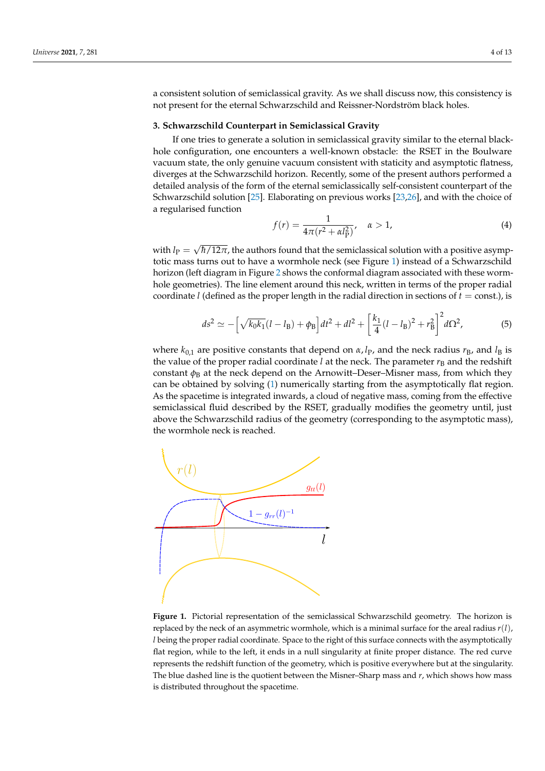a consistent solution of semiclassical gravity. As we shall discuss now, this consistency is not present for the eternal Schwarzschild and Reissner-Nordström black holes.

### 3. Schwarzschild Counterpart in Semiclassical Gravity

If one tries to generate a solution in semiclassical gravity similar to the eternal black-hole configuration, one encounters a well-known obstacle: the RSET in the Boulware vacuum state, the only genuine vacuum consistent with staticity and asymptotic flatness, diverges at the Schwarzschild horizon. Recently, some of the present authors performed a detailed analysis of the form of the eternal semiclassically self-consistent counterpart of the Schwarzschild solution [25]. Elaborating on previous works [23,26], and with the choice of a regularised function

$$
f(r) = \frac{1}{4\pi(r^2 + \alpha l_{\rm P}^2)}, \quad \alpha > 1, \tag{4}
$$

with $l_{\rm P} = \sqrt{\hbar/12\pi}$, the authors found that the semiclassical solution with a positive asymptotic mass turns out to have a wormhole neck (see Figure 1) instead of a Schwarzschild horizon (left diagram in Figure 2 shows the conformal diagram associated with these wormhole geometries). The line element around this neck, written in terms of the proper radial coordinate $l$ (defined as the proper length in the radial direction in sections of $t =$ const.), is

$$
ds^2 \simeq -\left[\sqrt{k_0 k_1}(l - l_{\rm B}) + \phi_{\rm B}\right] dt^2 + dl^2 + \left[\frac{k_1}{4}(l - l_{\rm B})^2 + r_{\rm B}^2\right]^2 d\Omega^2, \tag{5}
$$

where $k_{0,1}$ are positive constants that depend on $\alpha, l_{\rm P}$, and the neck radius $r_{\rm B}$, and $l_{\rm B}$ is the value of the proper radial coordinate $l$ at the neck. The parameter $r_{\rm B}$ and the redshift constant $\phi_{\rm B}$ at the neck depend on the Arnowitt–Deser–Misner mass, from which they can be obtained by solving (1) numerically starting from the asymptotically flat region. As the spacetime is integrated inwards, a cloud of negative mass, coming from the effective semiclassical fluid described by the RSET, gradually modifies the geometry until, just above the Schwarzschild radius of the geometry (corresponding to the asymptotic mass), the wormhole neck is reached.

$r(l)$

$g_{tt}(l)$

$1 - g_{rr}(l)^{-1}$

$l$

**Figure 1.** Pictorial representation of the semiclassical Schwarzschild geometry. The horizon is replaced by the neck of an asymmetric wormhole, which is a minimal surface for the areal radius $r(l)$, $l$ being the proper radial coordinate. Space to the right of this surface connects with the asymptotically flat region, while to the left, it ends in a null singularity at finite proper distance. The red curve represents the redshift function of the geometry, which is positive everywhere but at the singularity. The blue dashed line is the quotient between the Misner–Sharp mass and $r$, which shows how mass is distributed throughout the spacetime.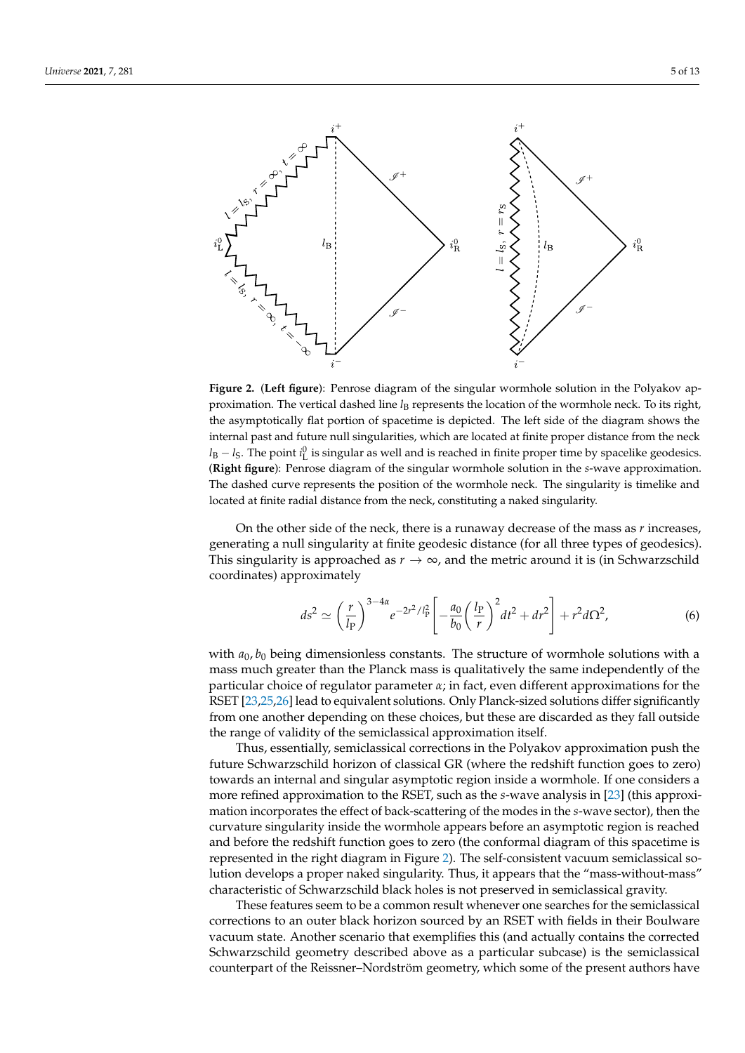$i^+$

$\mathscr{I}^+$

$l = l_S,\ r = \infty,\ t = \infty$

$i^0_L$

$l_B$

$i^0_R$

$l = l_S,\ r = \infty,\ t = -\infty$

$\mathscr{I}^-$

$i^-$

$i^+$

$\mathscr{I}^+$

$l = l_S,\ r = r_S$

$l_B$

$i^0_R$

$\mathscr{I}^-$

$i^-$

**Figure 2.** (**Left figure**): Penrose diagram of the singular wormhole solution in the Polyakov approximation. The vertical dashed line $l_B$ represents the location of the wormhole neck. To its right, the asymptotically flat portion of spacetime is depicted. The left side of the diagram shows the internal past and future null singularities, which are located at finite proper distance from the neck $l_B - l_S$. The point $i^0_L$ is singular as well and is reached in finite proper time by spacelike geodesics. (**Right figure**): Penrose diagram of the singular wormhole solution in the *s*-wave approximation. The dashed curve represents the position of the wormhole neck. The singularity is timelike and located at finite radial distance from the neck, constituting a naked singularity.

On the other side of the neck, there is a runaway decrease of the mass as $r$ increases, generating a null singularity at finite geodesic distance (for all three types of geodesics). This singularity is approached as $r \to \infty$, and the metric around it is (in Schwarzschild coordinates) approximately

$$ds^2 \simeq \left(\frac{r}{l_P}\right)^{3-4\alpha} e^{-2r^2/l_P^2}\left[-\frac{a_0}{b_0}\left(\frac{l_P}{r}\right)^2 dt^2 + dr^2\right] + r^2 d\Omega^2, \tag{6}$$

with $a_0, b_0$ being dimensionless constants. The structure of wormhole solutions with a mass much greater than the Planck mass is qualitatively the same independently of the particular choice of regulator parameter $\alpha$; in fact, even different approximations for the RSET [23,25,26] lead to equivalent solutions. Only Planck-sized solutions differ significantly from one another depending on these choices, but these are discarded as they fall outside the range of validity of the semiclassical approximation itself.

Thus, essentially, semiclassical corrections in the Polyakov approximation push the future Schwarzschild horizon of classical GR (where the redshift function goes to zero) towards an internal and singular asymptotic region inside a wormhole. If one considers a more refined approximation to the RSET, such as the *s*-wave analysis in [23] (this approximation incorporates the effect of back-scattering of the modes in the *s*-wave sector), then the curvature singularity inside the wormhole appears before an asymptotic region is reached and before the redshift function goes to zero (the conformal diagram of this spacetime is represented in the right diagram in Figure 2). The self-consistent vacuum semiclassical solution develops a proper naked singularity. Thus, it appears that the "mass-without-mass" characteristic of Schwarzschild black holes is not preserved in semiclassical gravity.

These features seem to be a common result whenever one searches for the semiclassical corrections to an outer black horizon sourced by an RSET with fields in their Boulware vacuum state. Another scenario that exemplifies this (and actually contains the corrected Schwarzschild geometry described above as a particular subcase) is the semiclassical counterpart of the Reissner–Nordström geometry, which some of the present authors have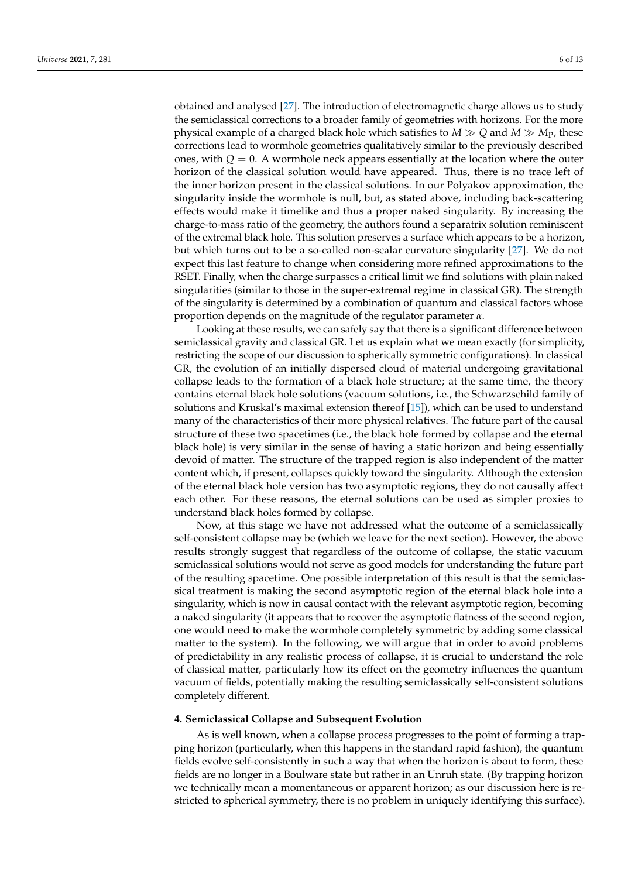obtained and analysed [27]. The introduction of electromagnetic charge allows us to study the semiclassical corrections to a broader family of geometries with horizons. For the more physical example of a charged black hole which satisfies to $M \gg Q$ and $M \gg M_P$, these corrections lead to wormhole geometries qualitatively similar to the previously described ones, with $Q = 0$. A wormhole neck appears essentially at the location where the outer horizon of the classical solution would have appeared. Thus, there is no trace left of the inner horizon present in the classical solutions. In our Polyakov approximation, the singularity inside the wormhole is null, but, as stated above, including back-scattering effects would make it timelike and thus a proper naked singularity. By increasing the charge-to-mass ratio of the geometry, the authors found a separatrix solution reminiscent of the extremal black hole. This solution preserves a surface which appears to be a horizon, but which turns out to be a so-called non-scalar curvature singularity [27]. We do not expect this last feature to change when considering more refined approximations to the RSET. Finally, when the charge surpasses a critical limit we find solutions with plain naked singularities (similar to those in the super-extremal regime in classical GR). The strength of the singularity is determined by a combination of quantum and classical factors whose proportion depends on the magnitude of the regulator parameter $\alpha$.

Looking at these results, we can safely say that there is a significant difference between semiclassical gravity and classical GR. Let us explain what we mean exactly (for simplicity, restricting the scope of our discussion to spherically symmetric configurations). In classical GR, the evolution of an initially dispersed cloud of material undergoing gravitational collapse leads to the formation of a black hole structure; at the same time, the theory contains eternal black hole solutions (vacuum solutions, i.e., the Schwarzschild family of solutions and Kruskal's maximal extension thereof [15]), which can be used to understand many of the characteristics of their more physical relatives. The future part of the causal structure of these two spacetimes (i.e., the black hole formed by collapse and the eternal black hole) is very similar in the sense of having a static horizon and being essentially devoid of matter. The structure of the trapped region is also independent of the matter content which, if present, collapses quickly toward the singularity. Although the extension of the eternal black hole version has two asymptotic regions, they do not causally affect each other. For these reasons, the eternal solutions can be used as simpler proxies to understand black holes formed by collapse.

Now, at this stage we have not addressed what the outcome of a semiclassically self-consistent collapse may be (which we leave for the next section). However, the above results strongly suggest that regardless of the outcome of collapse, the static vacuum semiclassical solutions would not serve as good models for understanding the future part of the resulting spacetime. One possible interpretation of this result is that the semiclassical treatment is making the second asymptotic region of the eternal black hole into a singularity, which is now in causal contact with the relevant asymptotic region, becoming a naked singularity (it appears that to recover the asymptotic flatness of the second region, one would need to make the wormhole completely symmetric by adding some classical matter to the system). In the following, we will argue that in order to avoid problems of predictability in any realistic process of collapse, it is crucial to understand the role of classical matter, particularly how its effect on the geometry influences the quantum vacuum of fields, potentially making the resulting semiclassically self-consistent solutions completely different.

## 4. Semiclassical Collapse and Subsequent Evolution

As is well known, when a collapse process progresses to the point of forming a trapping horizon (particularly, when this happens in the standard rapid fashion), the quantum fields evolve self-consistently in such a way that when the horizon is about to form, these fields are no longer in a Boulware state but rather in an Unruh state. (By trapping horizon we technically mean a momentaneous or apparent horizon; as our discussion here is restricted to spherical symmetry, there is no problem in uniquely identifying this surface).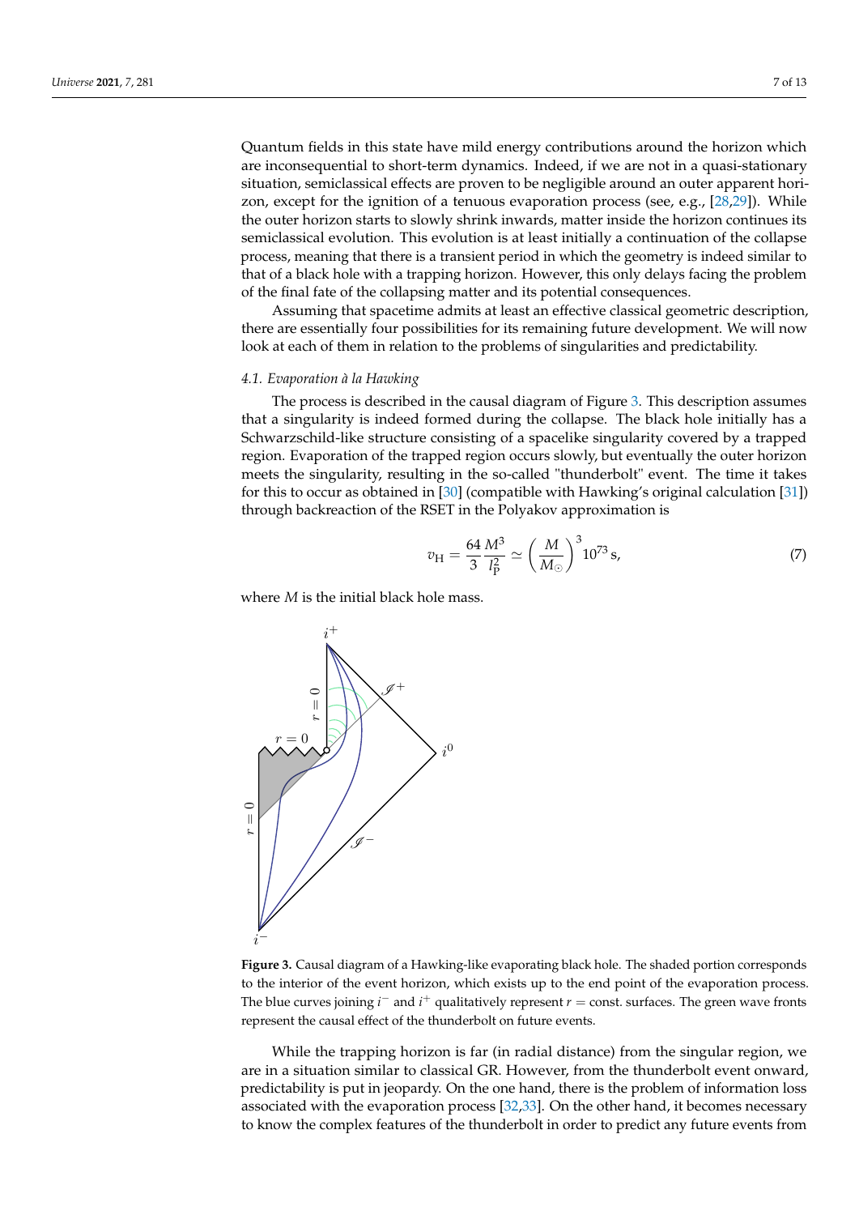Quantum fields in this state have mild energy contributions around the horizon which are inconsequential to short-term dynamics. Indeed, if we are not in a quasi-stationary situation, semiclassical effects are proven to be negligible around an outer apparent horizon, except for the ignition of a tenuous evaporation process (see, e.g., [28,29]). While the outer horizon starts to slowly shrink inwards, matter inside the horizon continues its semiclassical evolution. This evolution is at least initially a continuation of the collapse process, meaning that there is a transient period in which the geometry is indeed similar to that of a black hole with a trapping horizon. However, this only delays facing the problem of the final fate of the collapsing matter and its potential consequences.

Assuming that spacetime admits at least an effective classical geometric description, there are essentially four possibilities for its remaining future development. We will now look at each of them in relation to the problems of singularities and predictability.

### 4.1. Evaporation à la Hawking

The process is described in the causal diagram of Figure 3. This description assumes that a singularity is indeed formed during the collapse. The black hole initially has a Schwarzschild-like structure consisting of a spacelike singularity covered by a trapped region. Evaporation of the trapped region occurs slowly, but eventually the outer horizon meets the singularity, resulting in the so-called "thunderbolt" event. The time it takes for this to occur as obtained in [30] (compatible with Hawking's original calculation [31]) through backreaction of the RSET in the Polyakov approximation is

$$v_{\mathrm{H}} = \frac{64}{3}\frac{M^3}{l_{\mathrm{P}}^2} \simeq \left(\frac{M}{M_{\odot}}\right)^3 10^{73}\,\mathrm{s}, \tag{7}$$

where $M$ is the initial black hole mass.

**Figure 3.** Causal diagram of a Hawking-like evaporating black hole. The shaded portion corresponds to the interior of the event horizon, which exists up to the end point of the evaporation process. The blue curves joining $i^-$ and $i^+$ qualitatively represent $r = \text{const.}$ surfaces. The green wave fronts represent the causal effect of the thunderbolt on future events.

While the trapping horizon is far (in radial distance) from the singular region, we are in a situation similar to classical GR. However, from the thunderbolt event onward, predictability is put in jeopardy. On the one hand, there is the problem of information loss associated with the evaporation process [32,33]. On the other hand, it becomes necessary to know the complex features of the thunderbolt in order to predict any future events from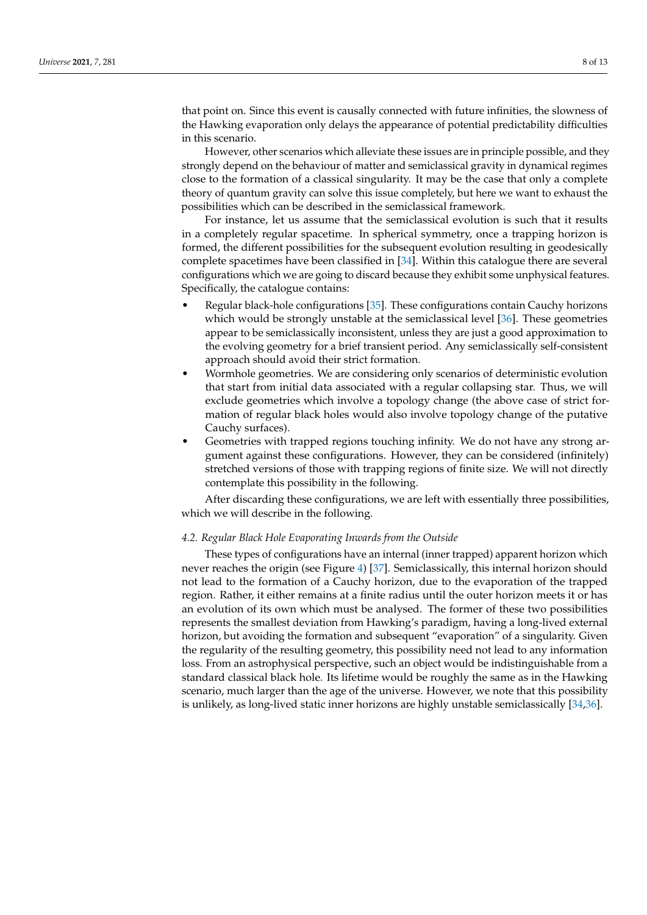that point on. Since this event is causally connected with future infinities, the slowness of the Hawking evaporation only delays the appearance of potential predictability difficulties in this scenario.

However, other scenarios which alleviate these issues are in principle possible, and they strongly depend on the behaviour of matter and semiclassical gravity in dynamical regimes close to the formation of a classical singularity. It may be the case that only a complete theory of quantum gravity can solve this issue completely, but here we want to exhaust the possibilities which can be described in the semiclassical framework.

For instance, let us assume that the semiclassical evolution is such that it results in a completely regular spacetime. In spherical symmetry, once a trapping horizon is formed, the different possibilities for the subsequent evolution resulting in geodesically complete spacetimes have been classified in [34]. Within this catalogue there are several configurations which we are going to discard because they exhibit some unphysical features. Specifically, the catalogue contains:

- Regular black-hole configurations [35]. These configurations contain Cauchy horizons which would be strongly unstable at the semiclassical level [36]. These geometries appear to be semiclassically inconsistent, unless they are just a good approximation to the evolving geometry for a brief transient period. Any semiclassically self-consistent approach should avoid their strict formation.
- Wormhole geometries. We are considering only scenarios of deterministic evolution that start from initial data associated with a regular collapsing star. Thus, we will exclude geometries which involve a topology change (the above case of strict formation of regular black holes would also involve topology change of the putative Cauchy surfaces).
- Geometries with trapped regions touching infinity. We do not have any strong argument against these configurations. However, they can be considered (infinitely) stretched versions of those with trapping regions of finite size. We will not directly contemplate this possibility in the following.

After discarding these configurations, we are left with essentially three possibilities, which we will describe in the following.

### 4.2. Regular Black Hole Evaporating Inwards from the Outside

These types of configurations have an internal (inner trapped) apparent horizon which never reaches the origin (see Figure 4) [37]. Semiclassically, this internal horizon should not lead to the formation of a Cauchy horizon, due to the evaporation of the trapped region. Rather, it either remains at a finite radius until the outer horizon meets it or has an evolution of its own which must be analysed. The former of these two possibilities represents the smallest deviation from Hawking's paradigm, having a long-lived external horizon, but avoiding the formation and subsequent "evaporation" of a singularity. Given the regularity of the resulting geometry, this possibility need not lead to any information loss. From an astrophysical perspective, such an object would be indistinguishable from a standard classical black hole. Its lifetime would be roughly the same as in the Hawking scenario, much larger than the age of the universe. However, we note that this possibility is unlikely, as long-lived static inner horizons are highly unstable semiclassically [34,36].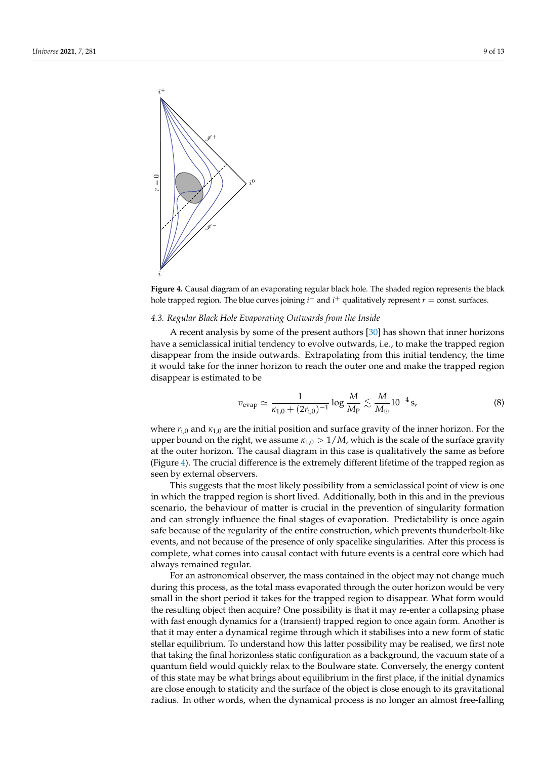$i^+$

$\mathscr{I}^+$

$r = 0$

$i^0$

$\mathscr{I}^-$

$i^-$

**Figure 4.** Causal diagram of an evaporating regular black hole. The shaded region represents the black hole trapped region. The blue curves joining $i^-$ and $i^+$ qualitatively represent $r = $ const. surfaces.

### 4.3. Regular Black Hole Evaporating Outwards from the Inside

A recent analysis by some of the present authors [30] has shown that inner horizons have a semiclassical initial tendency to evolve outwards, i.e., to make the trapped region disappear from the inside outwards. Extrapolating from this initial tendency, the time it would take for the inner horizon to reach the outer one and make the trapped region disappear is estimated to be

$$v_{\text{evap}} \simeq \frac{1}{\kappa_{1,0} + (2r_{\text{i},0})^{-1}} \log \frac{M}{M_{\text{P}}} \lesssim \frac{M}{M_{\odot}} 10^{-4}\,\text{s}, \tag{8}$$

where $r_{\text{i},0}$ and $\kappa_{1,0}$ are the initial position and surface gravity of the inner horizon. For the upper bound on the right, we assume $\kappa_{1,0} > 1/M$, which is the scale of the surface gravity at the outer horizon. The causal diagram in this case is qualitatively the same as before (Figure 4). The crucial difference is the extremely different lifetime of the trapped region as seen by external observers.

This suggests that the most likely possibility from a semiclassical point of view is one in which the trapped region is short lived. Additionally, both in this and in the previous scenario, the behaviour of matter is crucial in the prevention of singularity formation and can strongly influence the final stages of evaporation. Predictability is once again safe because of the regularity of the entire construction, which prevents thunderbolt-like events, and not because of the presence of only spacelike singularities. After this process is complete, what comes into causal contact with future events is a central core which had always remained regular.

For an astronomical observer, the mass contained in the object may not change much during this process, as the total mass evaporated through the outer horizon would be very small in the short period it takes for the trapped region to disappear. What form would the resulting object then acquire? One possibility is that it may re-enter a collapsing phase with fast enough dynamics for a (transient) trapped region to once again form. Another is that it may enter a dynamical regime through which it stabilises into a new form of static stellar equilibrium. To understand how this latter possibility may be realised, we first note that taking the final horizonless static configuration as a background, the vacuum state of a quantum field would quickly relax to the Boulware state. Conversely, the energy content of this state may be what brings about equilibrium in the first place, if the initial dynamics are close enough to staticity and the surface of the object is close enough to its gravitational radius. In other words, when the dynamical process is no longer an almost free-falling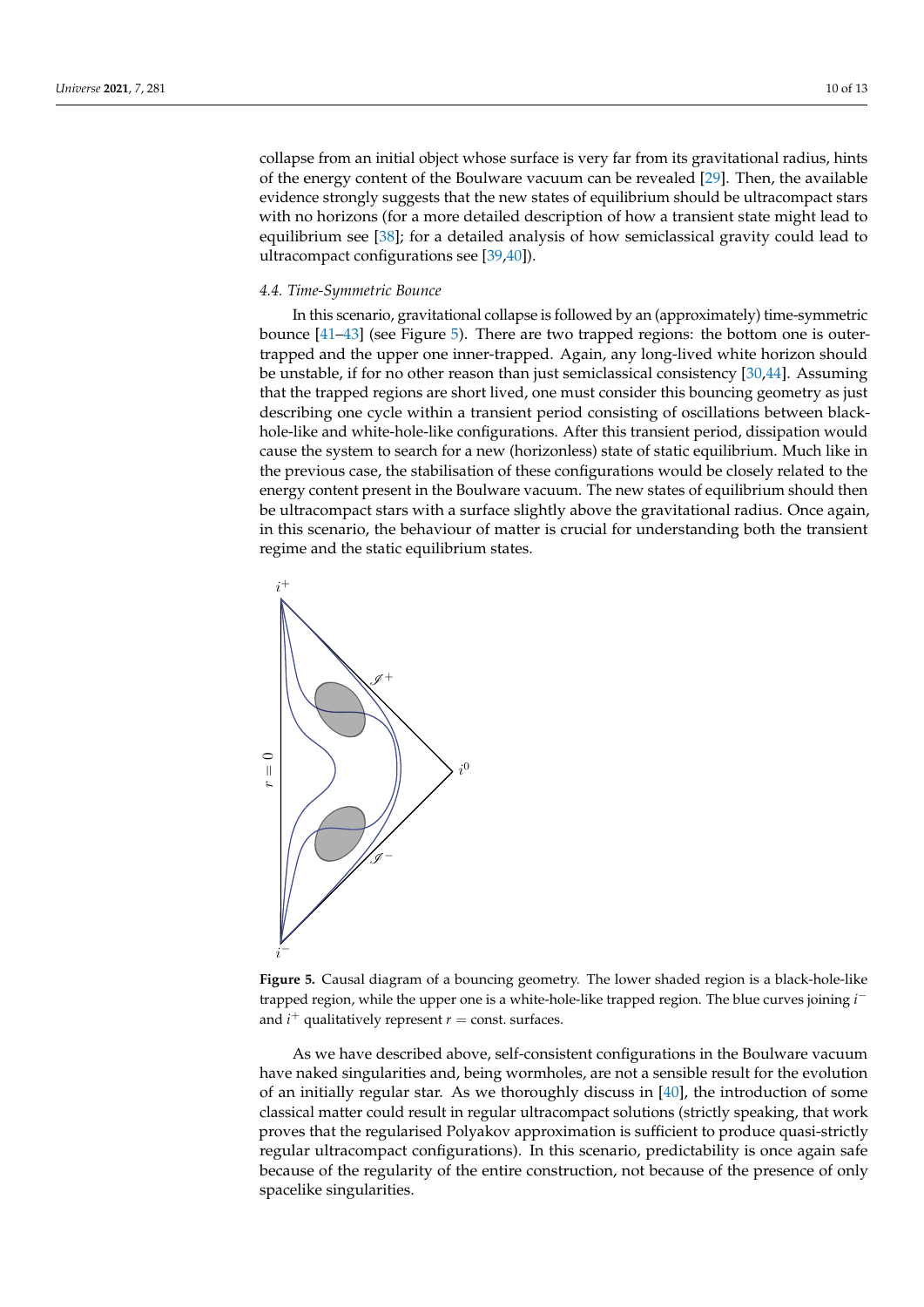collapse from an initial object whose surface is very far from its gravitational radius, hints of the energy content of the Boulware vacuum can be revealed [29]. Then, the available evidence strongly suggests that the new states of equilibrium should be ultracompact stars with no horizons (for a more detailed description of how a transient state might lead to equilibrium see [38]; for a detailed analysis of how semiclassical gravity could lead to ultracompact configurations see [39,40]).

### 4.4. Time-Symmetric Bounce

In this scenario, gravitational collapse is followed by an (approximately) time-symmetric bounce [41–43] (see Figure 5). There are two trapped regions: the bottom one is outer-trapped and the upper one inner-trapped. Again, any long-lived white horizon should be unstable, if for no other reason than just semiclassical consistency [30,44]. Assuming that the trapped regions are short lived, one must consider this bouncing geometry as just describing one cycle within a transient period consisting of oscillations between black-hole-like and white-hole-like configurations. After this transient period, dissipation would cause the system to search for a new (horizonless) state of static equilibrium. Much like in the previous case, the stabilisation of these configurations would be closely related to the energy content present in the Boulware vacuum. The new states of equilibrium should then be ultracompact stars with a surface slightly above the gravitational radius. Once again, in this scenario, the behaviour of matter is crucial for understanding both the transient regime and the static equilibrium states.

$i^+$

$\mathscr{I}^+$

$r=0$

$i^0$

$\mathscr{I}^-$

$i^-$

**Figure 5.** Causal diagram of a bouncing geometry. The lower shaded region is a black-hole-like trapped region, while the upper one is a white-hole-like trapped region. The blue curves joining $i^-$ and $i^+$ qualitatively represent $r=$ const. surfaces.

As we have described above, self-consistent configurations in the Boulware vacuum have naked singularities and, being wormholes, are not a sensible result for the evolution of an initially regular star. As we thoroughly discuss in [40], the introduction of some classical matter could result in regular ultracompact solutions (strictly speaking, that work proves that the regularised Polyakov approximation is sufficient to produce quasi-strictly regular ultracompact configurations). In this scenario, predictability is once again safe because of the regularity of the entire construction, not because of the presence of only spacelike singularities.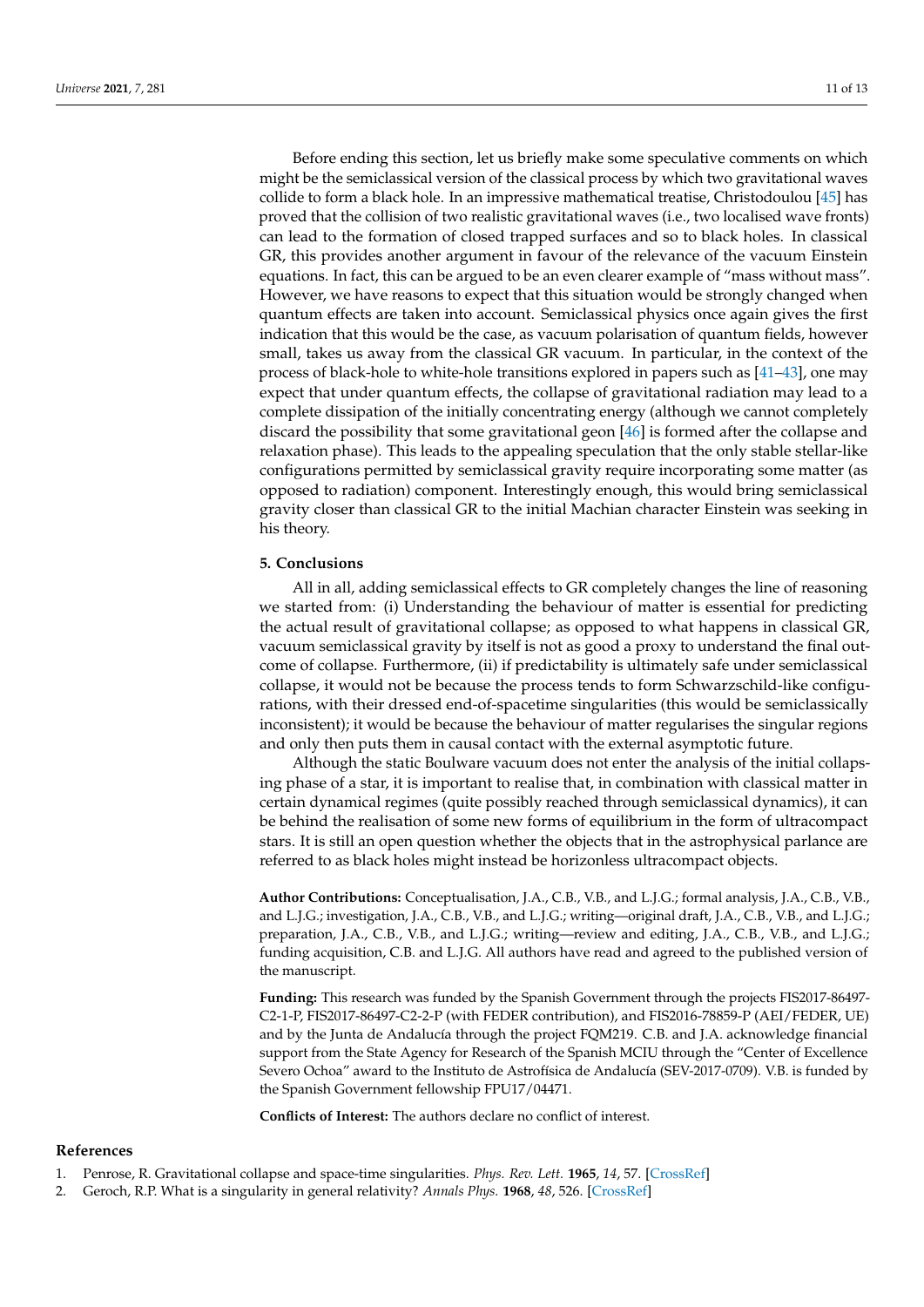Before ending this section, let us briefly make some speculative comments on which might be the semiclassical version of the classical process by which two gravitational waves collide to form a black hole. In an impressive mathematical treatise, Christodoulou [45] has proved that the collision of two realistic gravitational waves (i.e., two localised wave fronts) can lead to the formation of closed trapped surfaces and so to black holes. In classical GR, this provides another argument in favour of the relevance of the vacuum Einstein equations. In fact, this can be argued to be an even clearer example of "mass without mass". However, we have reasons to expect that this situation would be strongly changed when quantum effects are taken into account. Semiclassical physics once again gives the first indication that this would be the case, as vacuum polarisation of quantum fields, however small, takes us away from the classical GR vacuum. In particular, in the context of the process of black-hole to white-hole transitions explored in papers such as [41–43], one may expect that under quantum effects, the collapse of gravitational radiation may lead to a complete dissipation of the initially concentrating energy (although we cannot completely discard the possibility that some gravitational geon [46] is formed after the collapse and relaxation phase). This leads to the appealing speculation that the only stable stellar-like configurations permitted by semiclassical gravity require incorporating some matter (as opposed to radiation) component. Interestingly enough, this would bring semiclassical gravity closer than classical GR to the initial Machian character Einstein was seeking in his theory.

## 5. Conclusions

All in all, adding semiclassical effects to GR completely changes the line of reasoning we started from: (i) Understanding the behaviour of matter is essential for predicting the actual result of gravitational collapse; as opposed to what happens in classical GR, vacuum semiclassical gravity by itself is not as good a proxy to understand the final outcome of collapse. Furthermore, (ii) if predictability is ultimately safe under semiclassical collapse, it would not be because the process tends to form Schwarzschild-like configurations, with their dressed end-of-spacetime singularities (this would be semiclassically inconsistent); it would be because the behaviour of matter regularises the singular regions and only then puts them in causal contact with the external asymptotic future.

Although the static Boulware vacuum does not enter the analysis of the initial collapsing phase of a star, it is important to realise that, in combination with classical matter in certain dynamical regimes (quite possibly reached through semiclassical dynamics), it can be behind the realisation of some new forms of equilibrium in the form of ultracompact stars. It is still an open question whether the objects that in the astrophysical parlance are referred to as black holes might instead be horizonless ultracompact objects.

**Author Contributions:** Conceptualisation, J.A., C.B., V.B., and L.J.G.; formal analysis, J.A., C.B., V.B., and L.J.G.; investigation, J.A., C.B., V.B., and L.J.G.; writing—original draft, J.A., C.B., V.B., and L.J.G.; preparation, J.A., C.B., V.B., and L.J.G.; writing—review and editing, J.A., C.B., V.B., and L.J.G.; funding acquisition, C.B. and L.J.G. All authors have read and agreed to the published version of the manuscript.

**Funding:** This research was funded by the Spanish Government through the projects FIS2017-86497-C2-1-P, FIS2017-86497-C2-2-P (with FEDER contribution), and FIS2016-78859-P (AEI/FEDER, UE) and by the Junta de Andalucía through the project FQM219. C.B. and J.A. acknowledge financial support from the State Agency for Research of the Spanish MCIU through the "Center of Excellence Severo Ochoa" award to the Instituto de Astrofísica de Andalucía (SEV-2017-0709). V.B. is funded by the Spanish Government fellowship FPU17/04471.

**Conflicts of Interest:** The authors declare no conflict of interest.

## References

1. Penrose, R. Gravitational collapse and space-time singularities. *Phys. Rev. Lett.* **1965**, *14*, 57. [CrossRef]
2. Geroch, R.P. What is a singularity in general relativity? *Annals Phys.* **1968**, *48*, 526. [CrossRef]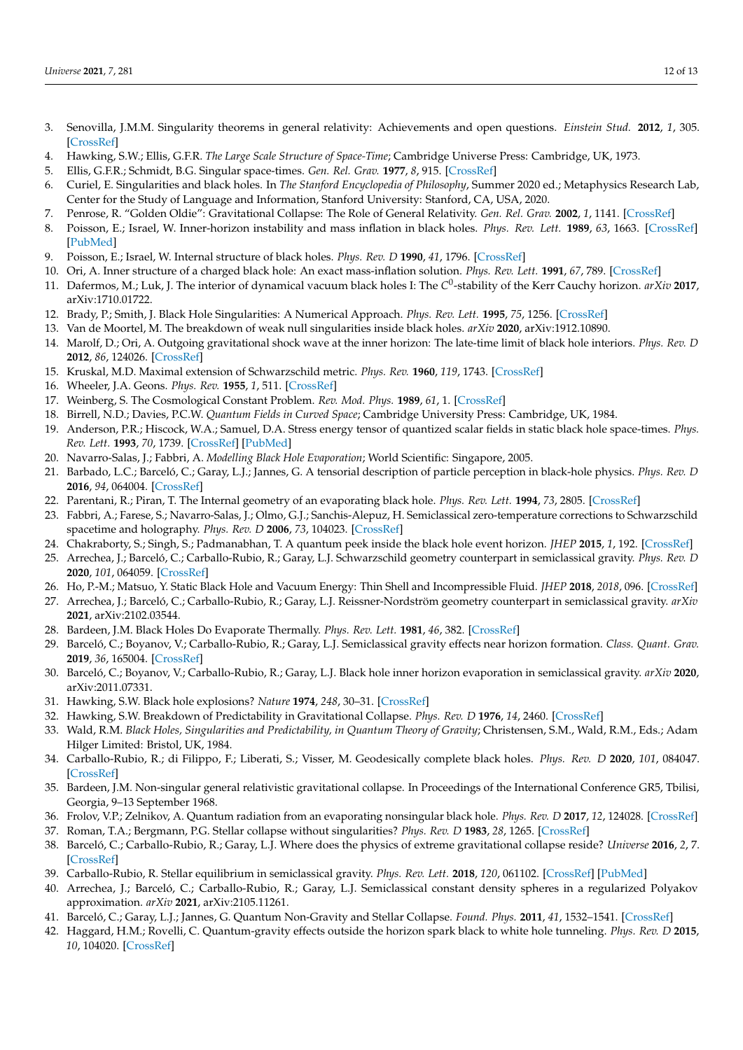3. Senovilla, J.M.M. Singularity theorems in general relativity: Achievements and open questions. *Einstein Stud.* **2012**, *1*, 305. [CrossRef]
4. Hawking, S.W.; Ellis, G.F.R. *The Large Scale Structure of Space-Time*; Cambridge Universe Press: Cambridge, UK, 1973.
5. Ellis, G.F.R.; Schmidt, B.G. Singular space-times. *Gen. Rel. Grav.* **1977**, *8*, 915. [CrossRef]
6. Curiel, E. Singularities and black holes. In *The Stanford Encyclopedia of Philosophy*, Summer 2020 ed.; Metaphysics Research Lab, Center for the Study of Language and Information, Stanford University: Stanford, CA, USA, 2020.
7. Penrose, R. "Golden Oldie": Gravitational Collapse: The Role of General Relativity. *Gen. Rel. Grav.* **2002**, *1*, 1141. [CrossRef]
8. Poisson, E.; Israel, W. Inner-horizon instability and mass inflation in black holes. *Phys. Rev. Lett.* **1989**, *63*, 1663. [CrossRef] [PubMed]
9. Poisson, E.; Israel, W. Internal structure of black holes. *Phys. Rev. D* **1990**, *41*, 1796. [CrossRef]
10. Ori, A. Inner structure of a charged black hole: An exact mass-inflation solution. *Phys. Rev. Lett.* **1991**, *67*, 789. [CrossRef]
11. Dafermos, M.; Luk, J. The interior of dynamical vacuum black holes I: The $C^0$-stability of the Kerr Cauchy horizon. *arXiv* **2017**, arXiv:1710.01722.
12. Brady, P.; Smith, J. Black Hole Singularities: A Numerical Approach. *Phys. Rev. Lett.* **1995**, *75*, 1256. [CrossRef]
13. Van de Moortel, M. The breakdown of weak null singularities inside black holes. *arXiv* **2020**, arXiv:1912.10890.
14. Marolf, D.; Ori, A. Outgoing gravitational shock wave at the inner horizon: The late-time limit of black hole interiors. *Phys. Rev. D* **2012**, *86*, 124026. [CrossRef]
15. Kruskal, M.D. Maximal extension of Schwarzschild metric. *Phys. Rev.* **1960**, *119*, 1743. [CrossRef]
16. Wheeler, J.A. Geons. *Phys. Rev.* **1955**, *1*, 511. [CrossRef]
17. Weinberg, S. The Cosmological Constant Problem. *Rev. Mod. Phys.* **1989**, *61*, 1. [CrossRef]
18. Birrell, N.D.; Davies, P.C.W. *Quantum Fields in Curved Space*; Cambridge University Press: Cambridge, UK, 1984.
19. Anderson, P.R.; Hiscock, W.A.; Samuel, D.A. Stress energy tensor of quantized scalar fields in static black hole space-times. *Phys. Rev. Lett.* **1993**, *70*, 1739. [CrossRef] [PubMed]
20. Navarro-Salas, J.; Fabbri, A. *Modelling Black Hole Evaporation*; World Scientific: Singapore, 2005.
21. Barbado, L.C.; Barceló, C.; Garay, L.J.; Jannes, G. A tensorial description of particle perception in black-hole physics. *Phys. Rev. D* **2016**, *94*, 064004. [CrossRef]
22. Parentani, R.; Piran, T. The Internal geometry of an evaporating black hole. *Phys. Rev. Lett.* **1994**, *73*, 2805. [CrossRef]
23. Fabbri, A.; Farese, S.; Navarro-Salas, J.; Olmo, G.J.; Sanchis-Alepuz, H. Semiclassical zero-temperature corrections to Schwarzschild spacetime and holography. *Phys. Rev. D* **2006**, *73*, 104023. [CrossRef]
24. Chakraborty, S.; Singh, S.; Padmanabhan, T. A quantum peek inside the black hole event horizon. *JHEP* **2015**, *1*, 192. [CrossRef]
25. Arrechea, J.; Barceló, C.; Carballo-Rubio, R.; Garay, L.J. Schwarzschild geometry counterpart in semiclassical gravity. *Phys. Rev. D* **2020**, *101*, 064059. [CrossRef]
26. Ho, P.-M.; Matsuo, Y. Static Black Hole and Vacuum Energy: Thin Shell and Incompressible Fluid. *JHEP* **2018**, *2018*, 096. [CrossRef]
27. Arrechea, J.; Barceló, C.; Carballo-Rubio, R.; Garay, L.J. Reissner-Nordström geometry counterpart in semiclassical gravity. *arXiv* **2021**, arXiv:2102.03544.
28. Bardeen, J.M. Black Holes Do Evaporate Thermally. *Phys. Rev. Lett.* **1981**, *46*, 382. [CrossRef]
29. Barceló, C.; Boyanov, V.; Carballo-Rubio, R.; Garay, L.J. Semiclassical gravity effects near horizon formation. *Class. Quant. Grav.* **2019**, *36*, 165004. [CrossRef]
30. Barceló, C.; Boyanov, V.; Carballo-Rubio, R.; Garay, L.J. Black hole inner horizon evaporation in semiclassical gravity. *arXiv* **2020**, arXiv:2011.07331.
31. Hawking, S.W. Black hole explosions? *Nature* **1974**, *248*, 30–31. [CrossRef]
32. Hawking, S.W. Breakdown of Predictability in Gravitational Collapse. *Phys. Rev. D* **1976**, *14*, 2460. [CrossRef]
33. Wald, R.M. *Black Holes, Singularities and Predictability, in Quantum Theory of Gravity*; Christensen, S.M., Wald, R.M., Eds.; Adam Hilger Limited: Bristol, UK, 1984.
34. Carballo-Rubio, R.; di Filippo, F.; Liberati, S.; Visser, M. Geodesically complete black holes. *Phys. Rev. D* **2020**, *101*, 084047. [CrossRef]
35. Bardeen, J.M. Non-singular general relativistic gravitational collapse. In Proceedings of the International Conference GR5, Tbilisi, Georgia, 9–13 September 1968.
36. Frolov, V.P.; Zelnikov, A. Quantum radiation from an evaporating nonsingular black hole. *Phys. Rev. D* **2017**, *12*, 124028. [CrossRef]
37. Roman, T.A.; Bergmann, P.G. Stellar collapse without singularities? *Phys. Rev. D* **1983**, *28*, 1265. [CrossRef]
38. Barceló, C.; Carballo-Rubio, R.; Garay, L.J. Where does the physics of extreme gravitational collapse reside? *Universe* **2016**, *2*, 7. [CrossRef]
39. Carballo-Rubio, R. Stellar equilibrium in semiclassical gravity. *Phys. Rev. Lett.* **2018**, *120*, 061102. [CrossRef] [PubMed]
40. Arrechea, J.; Barceló, C.; Carballo-Rubio, R.; Garay, L.J. Semiclassical constant density spheres in a regularized Polyakov approximation. *arXiv* **2021**, arXiv:2105.11261.
41. Barceló, C.; Garay, L.J.; Jannes, G. Quantum Non-Gravity and Stellar Collapse. *Found. Phys.* **2011**, *41*, 1532–1541. [CrossRef]
42. Haggard, H.M.; Rovelli, C. Quantum-gravity effects outside the horizon spark black to white hole tunneling. *Phys. Rev. D* **2015**, *10*, 104020. [CrossRef]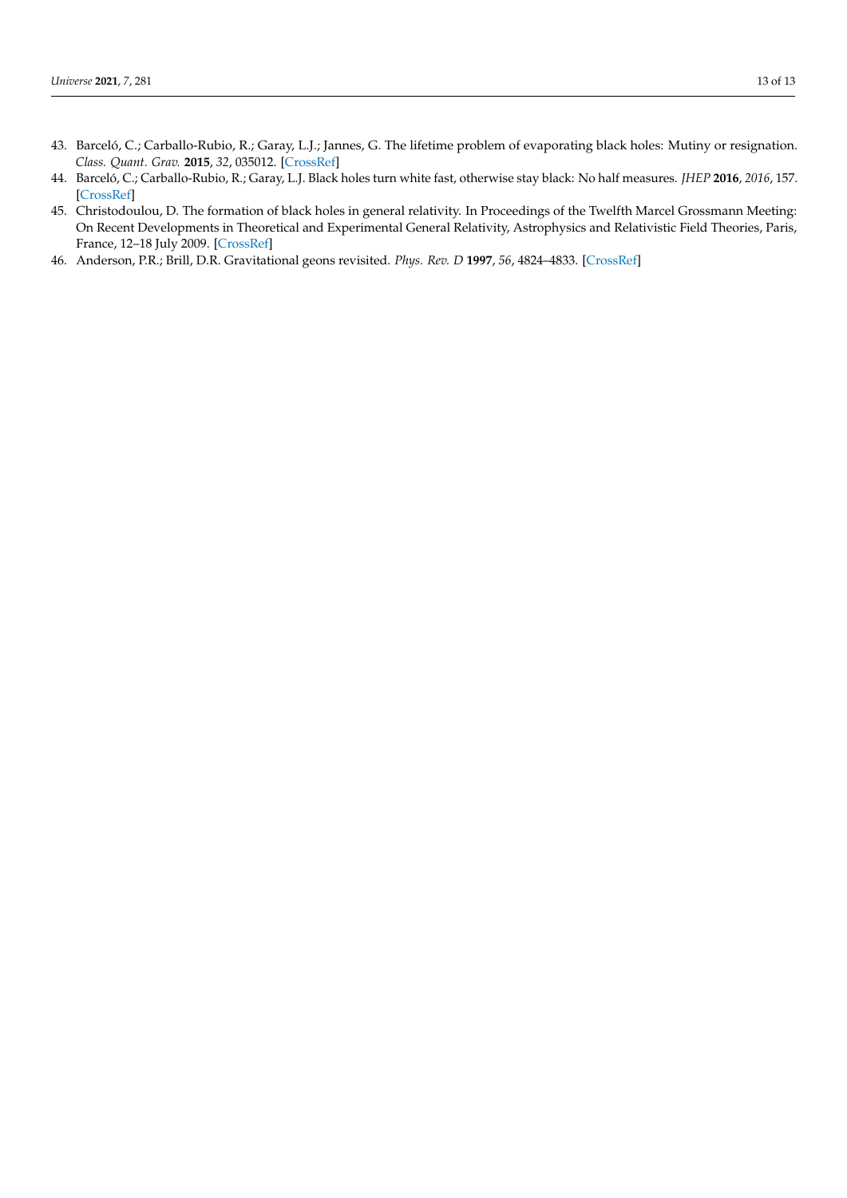43. Barceló, C.; Carballo-Rubio, R.; Garay, L.J.; Jannes, G. The lifetime problem of evaporating black holes: Mutiny or resignation. *Class. Quant. Grav.* **2015**, *32*, 035012. [CrossRef]
44. Barceló, C.; Carballo-Rubio, R.; Garay, L.J. Black holes turn white fast, otherwise stay black: No half measures. *JHEP* **2016**, *2016*, 157. [CrossRef]
45. Christodoulou, D. The formation of black holes in general relativity. In Proceedings of the Twelfth Marcel Grossmann Meeting: On Recent Developments in Theoretical and Experimental General Relativity, Astrophysics and Relativistic Field Theories, Paris, France, 12–18 July 2009. [CrossRef]
46. Anderson, P.R.; Brill, D.R. Gravitational geons revisited. *Phys. Rev. D* **1997**, *56*, 4824–4833. [CrossRef]